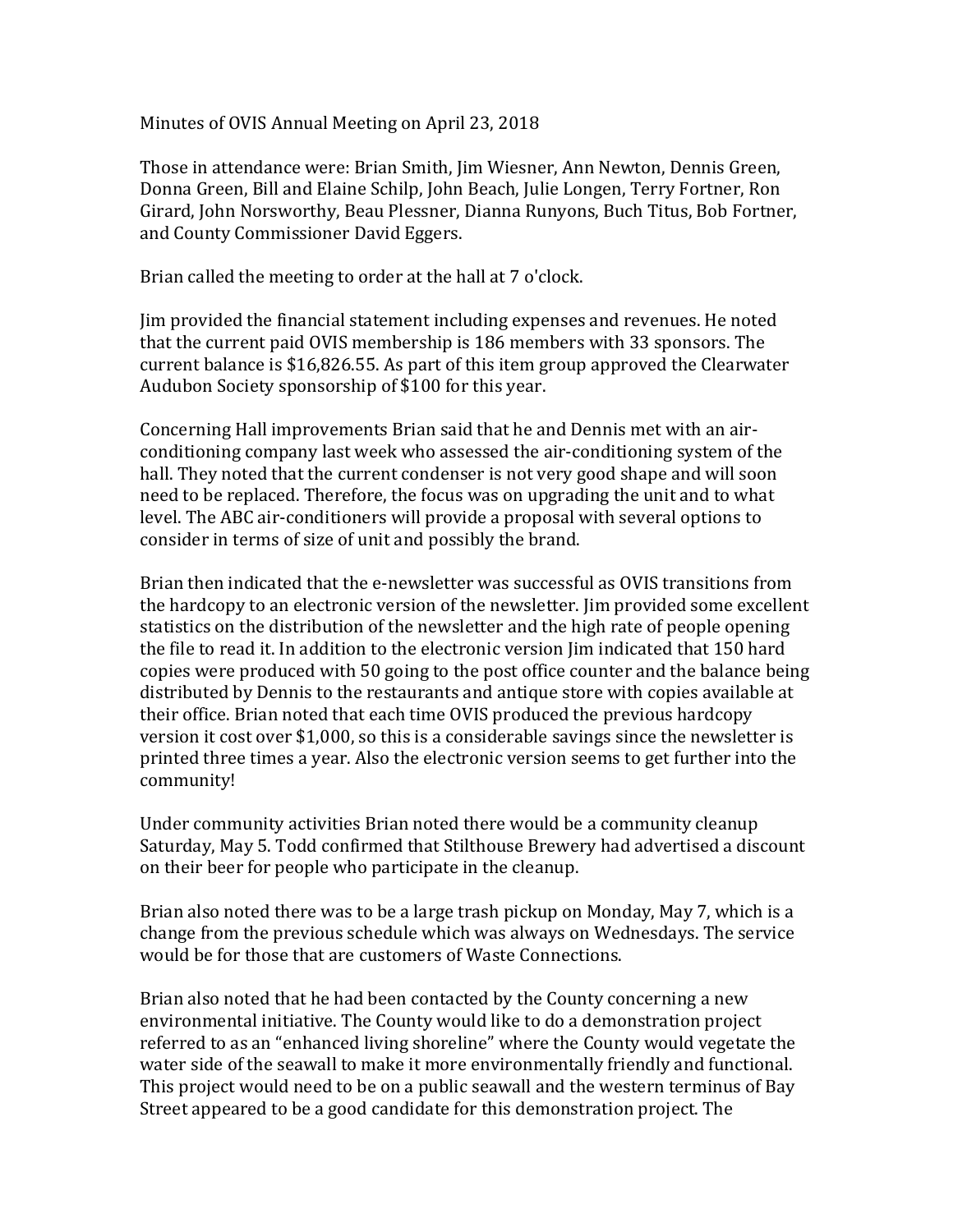Minutes of OVIS Annual Meeting on April 23, 2018

Those in attendance were: Brian Smith, Jim Wiesner, Ann Newton, Dennis Green, Donna Green, Bill and Elaine Schilp, John Beach, Julie Longen, Terry Fortner, Ron Girard, John Norsworthy, Beau Plessner, Dianna Runyons, Buch Titus, Bob Fortner, and County Commissioner David Eggers.

Brian called the meeting to order at the hall at 7 o'clock.

Jim provided the financial statement including expenses and revenues. He noted that the current paid OVIS membership is 186 members with 33 sponsors. The current balance is $16,826.55. As part of this item group approved the Clearwater Audubon Society sponsorship of $100 for this year.

Concerning Hall improvements Brian said that he and Dennis met with an air-conditioning company last week who assessed the air-conditioning system of the hall. They noted that the current condenser is not very good shape and will soon need to be replaced. Therefore, the focus was on upgrading the unit and to what level. The ABC air-conditioners will provide a proposal with several options to consider in terms of size of unit and possibly the brand.

Brian then indicated that the e-newsletter was successful as OVIS transitions from the hardcopy to an electronic version of the newsletter. Jim provided some excellent statistics on the distribution of the newsletter and the high rate of people opening the file to read it. In addition to the electronic version Jim indicated that 150 hard copies were produced with 50 going to the post office counter and the balance being distributed by Dennis to the restaurants and antique store with copies available at their office. Brian noted that each time OVIS produced the previous hardcopy version it cost over $1,000, so this is a considerable savings since the newsletter is printed three times a year. Also the electronic version seems to get further into the community!

Under community activities Brian noted there would be a community cleanup Saturday, May 5. Todd confirmed that Stilthouse Brewery had advertised a discount on their beer for people who participate in the cleanup.

Brian also noted there was to be a large trash pickup on Monday, May 7, which is a change from the previous schedule which was always on Wednesdays. The service would be for those that are customers of Waste Connections.

Brian also noted that he had been contacted by the County concerning a new environmental initiative. The County would like to do a demonstration project referred to as an "enhanced living shoreline" where the County would vegetate the water side of the seawall to make it more environmentally friendly and functional. This project would need to be on a public seawall and the western terminus of Bay Street appeared to be a good candidate for this demonstration project. The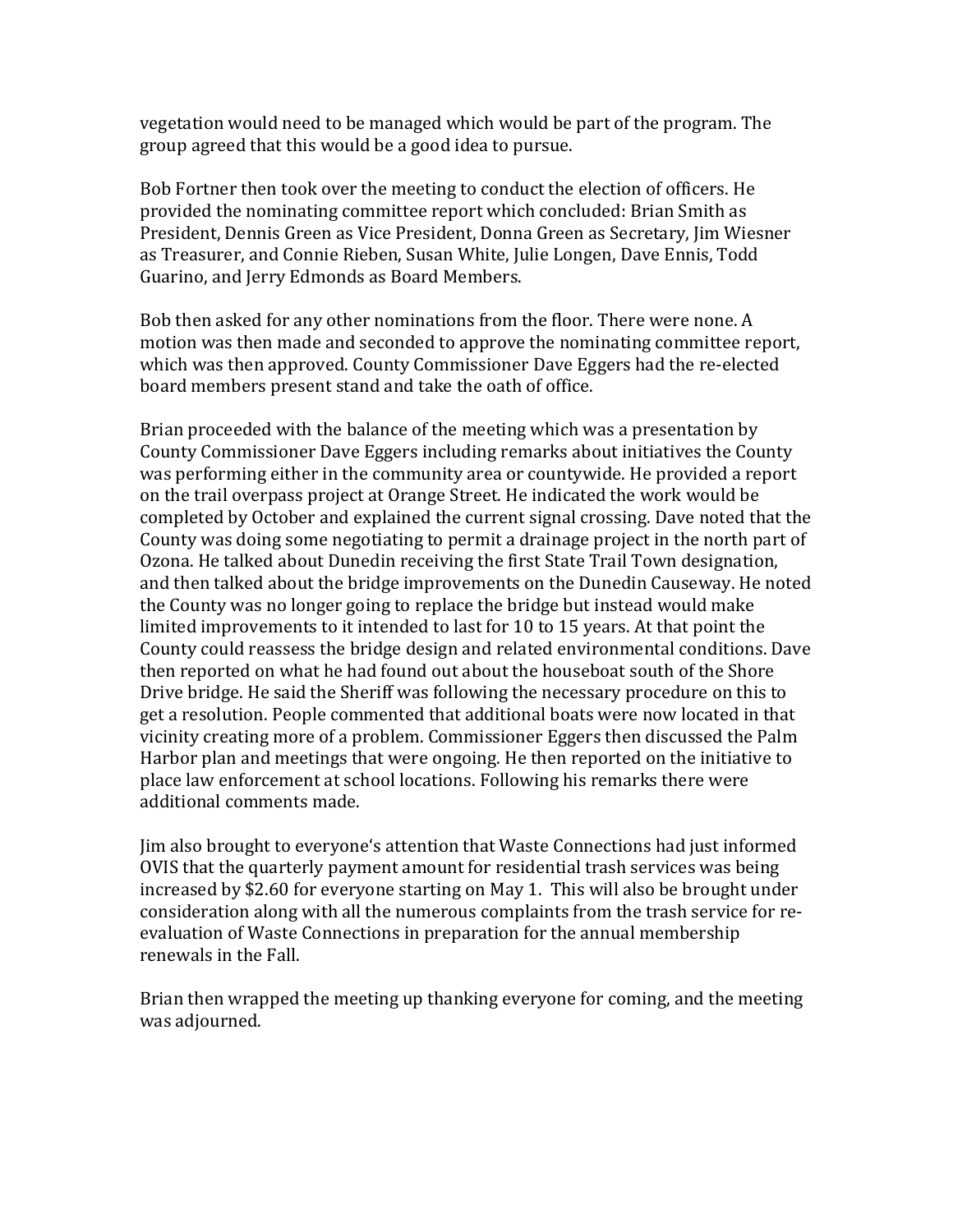vegetation would need to be managed which would be part of the program. The group agreed that this would be a good idea to pursue.

Bob Fortner then took over the meeting to conduct the election of officers. He provided the nominating committee report which concluded: Brian Smith as President, Dennis Green as Vice President, Donna Green as Secretary, Jim Wiesner as Treasurer, and Connie Rieben, Susan White, Julie Longen, Dave Ennis, Todd Guarino, and Jerry Edmonds as Board Members.

Bob then asked for any other nominations from the floor. There were none. A motion was then made and seconded to approve the nominating committee report, which was then approved. County Commissioner Dave Eggers had the re-elected board members present stand and take the oath of office.

Brian proceeded with the balance of the meeting which was a presentation by County Commissioner Dave Eggers including remarks about initiatives the County was performing either in the community area or countywide. He provided a report on the trail overpass project at Orange Street. He indicated the work would be completed by October and explained the current signal crossing. Dave noted that the County was doing some negotiating to permit a drainage project in the north part of Ozona. He talked about Dunedin receiving the first State Trail Town designation, and then talked about the bridge improvements on the Dunedin Causeway. He noted the County was no longer going to replace the bridge but instead would make limited improvements to it intended to last for 10 to 15 years. At that point the County could reassess the bridge design and related environmental conditions. Dave then reported on what he had found out about the houseboat south of the Shore Drive bridge. He said the Sheriff was following the necessary procedure on this to get a resolution. People commented that additional boats were now located in that vicinity creating more of a problem. Commissioner Eggers then discussed the Palm Harbor plan and meetings that were ongoing. He then reported on the initiative to place law enforcement at school locations. Following his remarks there were additional comments made.

Jim also brought to everyone's attention that Waste Connections had just informed OVIS that the quarterly payment amount for residential trash services was being increased by $2.60 for everyone starting on May 1. This will also be brought under consideration along with all the numerous complaints from the trash service for re-evaluation of Waste Connections in preparation for the annual membership renewals in the Fall.

Brian then wrapped the meeting up thanking everyone for coming, and the meeting was adjourned.